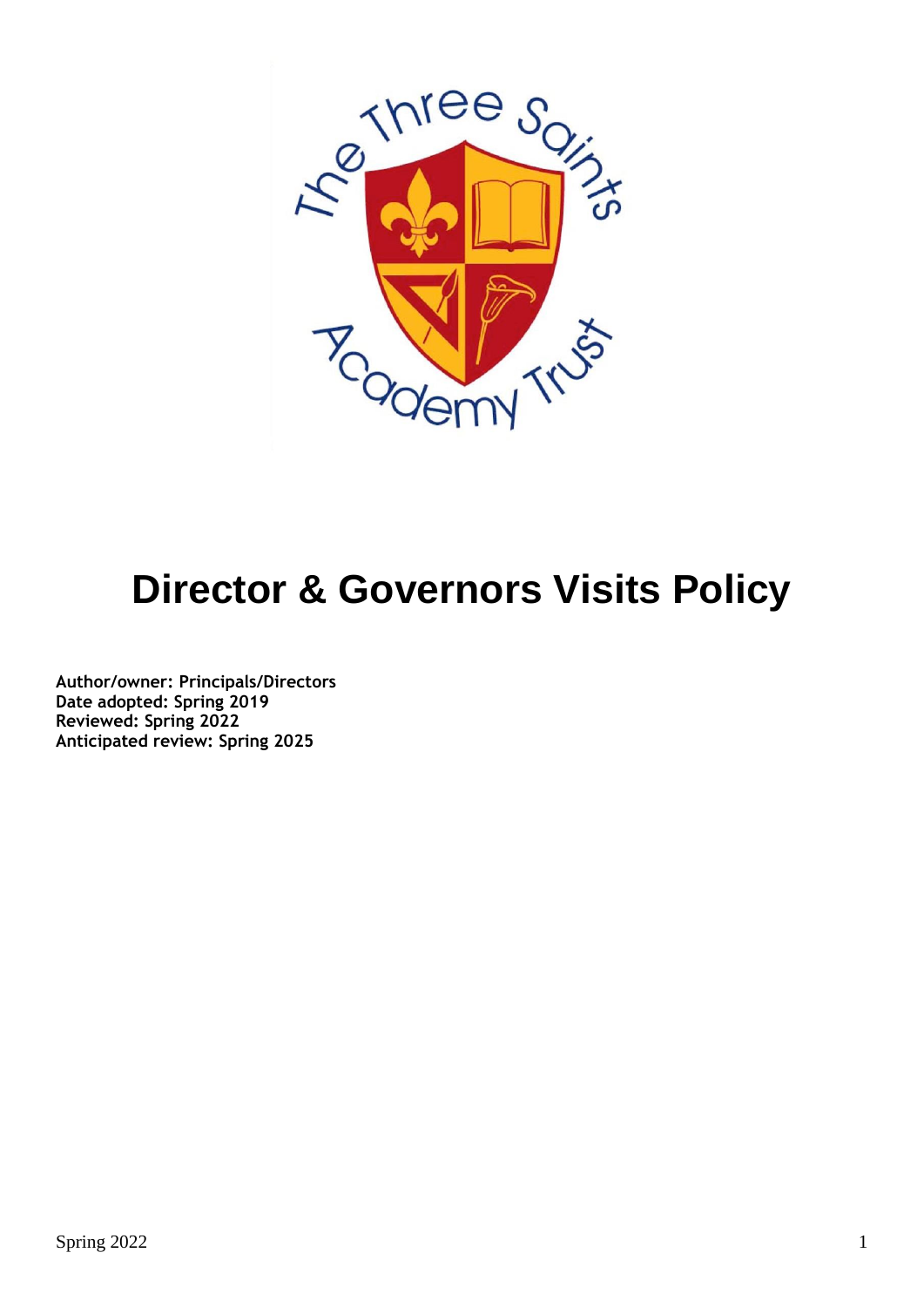# Director & Governors Visits Policy

**Author/owner: Principals/Directors**
**Date adopted: Spring 2019**
**Reviewed: Spring 2022**
**Anticipated review: Spring 2025**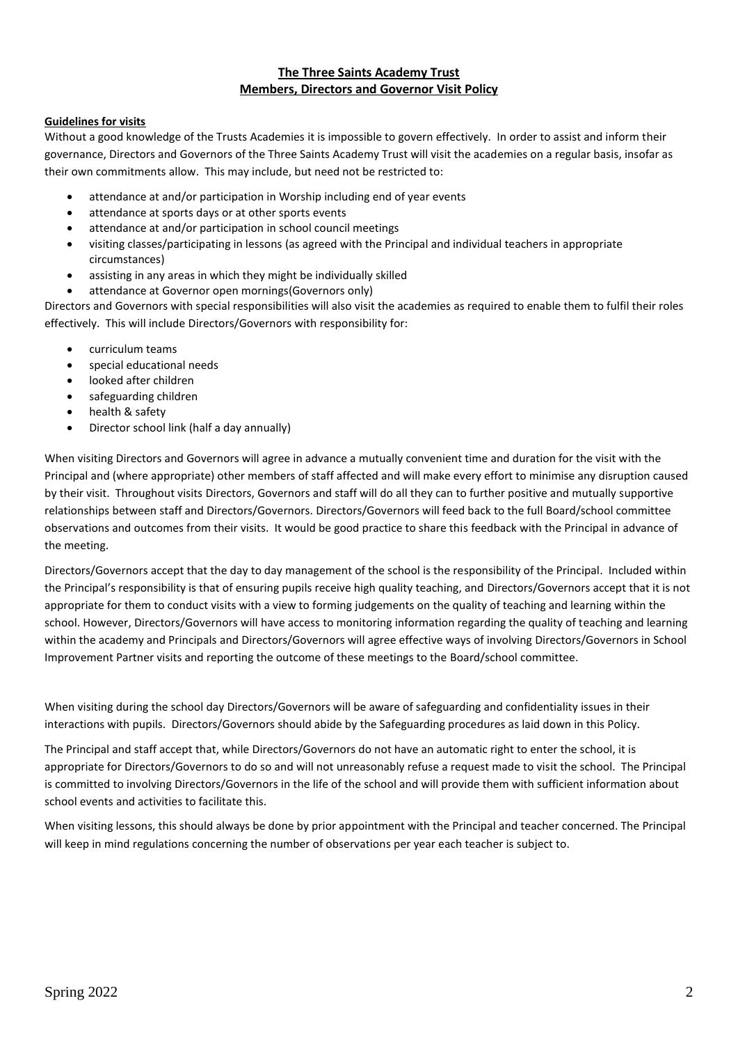**The Three Saints Academy Trust**
**Members, Directors and Governor Visit Policy**

**Guidelines for visits**

Without a good knowledge of the Trusts Academies it is impossible to govern effectively. In order to assist and inform their governance, Directors and Governors of the Three Saints Academy Trust will visit the academies on a regular basis, insofar as their own commitments allow. This may include, but need not be restricted to:

- attendance at and/or participation in Worship including end of year events
- attendance at sports days or at other sports events
- attendance at and/or participation in school council meetings
- visiting classes/participating in lessons (as agreed with the Principal and individual teachers in appropriate circumstances)
- assisting in any areas in which they might be individually skilled
- attendance at Governor open mornings(Governors only)

Directors and Governors with special responsibilities will also visit the academies as required to enable them to fulfil their roles effectively. This will include Directors/Governors with responsibility for:

- curriculum teams
- special educational needs
- looked after children
- safeguarding children
- health & safety
- Director school link (half a day annually)

When visiting Directors and Governors will agree in advance a mutually convenient time and duration for the visit with the Principal and (where appropriate) other members of staff affected and will make every effort to minimise any disruption caused by their visit. Throughout visits Directors, Governors and staff will do all they can to further positive and mutually supportive relationships between staff and Directors/Governors. Directors/Governors will feed back to the full Board/school committee observations and outcomes from their visits. It would be good practice to share this feedback with the Principal in advance of the meeting.

Directors/Governors accept that the day to day management of the school is the responsibility of the Principal. Included within the Principal's responsibility is that of ensuring pupils receive high quality teaching, and Directors/Governors accept that it is not appropriate for them to conduct visits with a view to forming judgements on the quality of teaching and learning within the school. However, Directors/Governors will have access to monitoring information regarding the quality of teaching and learning within the academy and Principals and Directors/Governors will agree effective ways of involving Directors/Governors in School Improvement Partner visits and reporting the outcome of these meetings to the Board/school committee.

When visiting during the school day Directors/Governors will be aware of safeguarding and confidentiality issues in their interactions with pupils. Directors/Governors should abide by the Safeguarding procedures as laid down in this Policy.

The Principal and staff accept that, while Directors/Governors do not have an automatic right to enter the school, it is appropriate for Directors/Governors to do so and will not unreasonably refuse a request made to visit the school. The Principal is committed to involving Directors/Governors in the life of the school and will provide them with sufficient information about school events and activities to facilitate this.

When visiting lessons, this should always be done by prior appointment with the Principal and teacher concerned. The Principal will keep in mind regulations concerning the number of observations per year each teacher is subject to.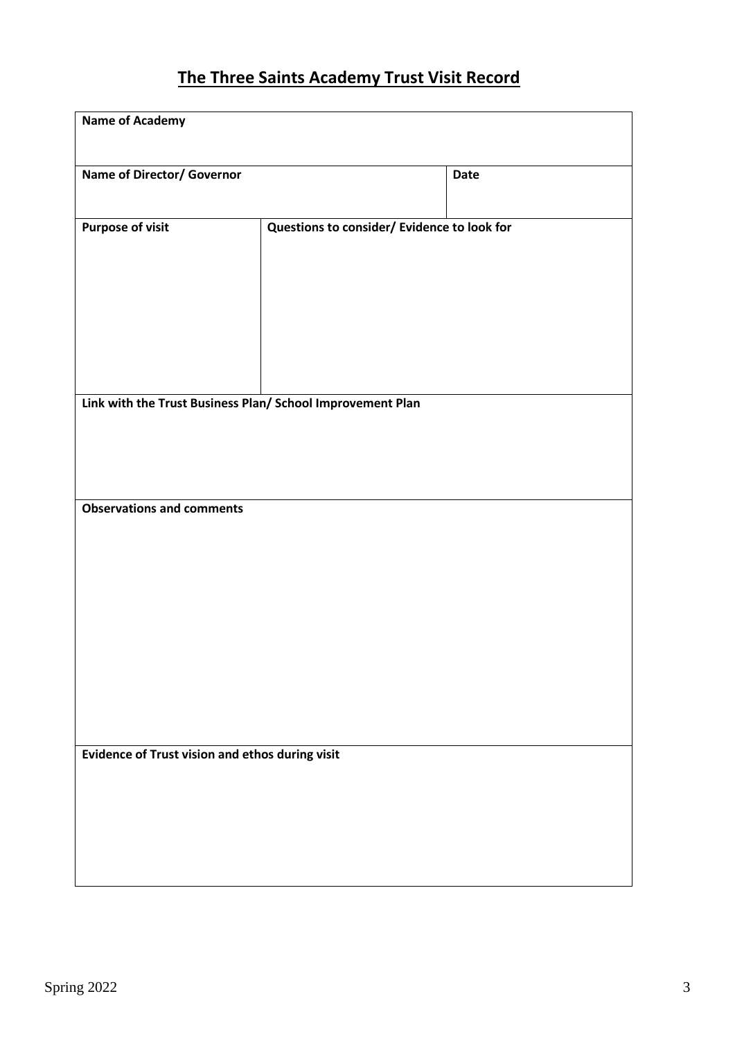# The Three Saints Academy Trust Visit Record

| **Name of Academy** | | |
|---|---|---|
| **Name of Director/ Governor** | | **Date** |
| **Purpose of visit** | **Questions to consider/ Evidence to look for** | |
| **Link with the Trust Business Plan/ School Improvement Plan** | | |
| **Observations and comments** | | |
| **Evidence of Trust vision and ethos during visit** | | |

Spring 2022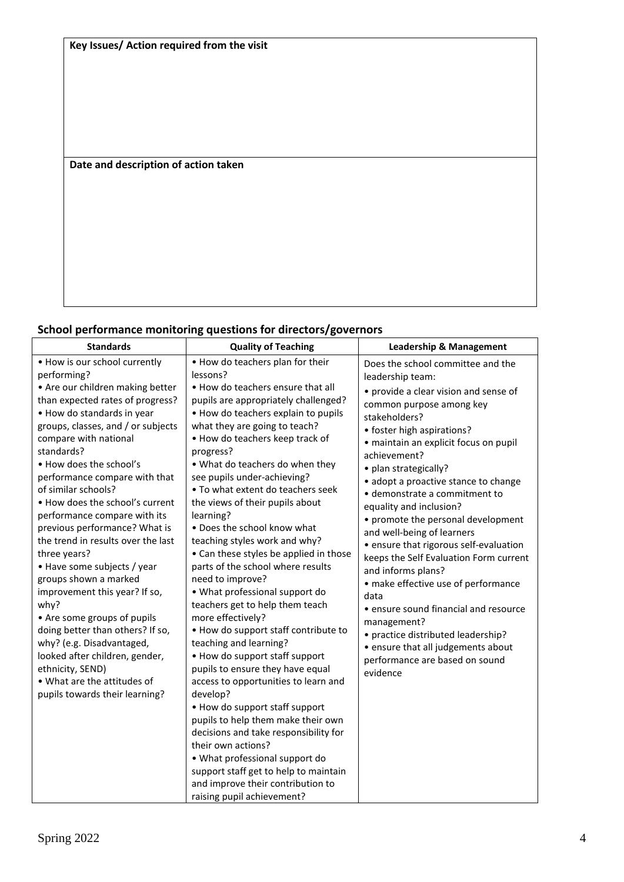| Key Issues/ Action required from the visit |
|---|
| |

| Date and description of action taken |
|---|
| |

## School performance monitoring questions for directors/governors

| Standards | Quality of Teaching | Leadership & Management |
|---|---|---|
| • How is our school currently performing?<br>• Are our children making better than expected rates of progress?<br>• How do standards in year groups, classes, and / or subjects compare with national standards?<br>• How does the school's performance compare with that of similar schools?<br>• How does the school's current performance compare with its previous performance? What is the trend in results over the last three years?<br>• Have some subjects / year groups shown a marked improvement this year? If so, why?<br>• Are some groups of pupils doing better than others? If so, why? (e.g. Disadvantaged, looked after children, gender, ethnicity, SEND)<br>• What are the attitudes of pupils towards their learning? | • How do teachers plan for their lessons?<br>• How do teachers ensure that all pupils are appropriately challenged?<br>• How do teachers explain to pupils what they are going to teach?<br>• How do teachers keep track of progress?<br>• What do teachers do when they see pupils under-achieving?<br>• To what extent do teachers seek the views of their pupils about learning?<br>• Does the school know what teaching styles work and why?<br>• Can these styles be applied in those parts of the school where results need to improve?<br>• What professional support do teachers get to help them teach more effectively?<br>• How do support staff contribute to teaching and learning?<br>• How do support staff support pupils to ensure they have equal access to opportunities to learn and develop?<br>• How do support staff support pupils to help them make their own decisions and take responsibility for their own actions?<br>• What professional support do support staff get to help to maintain and improve their contribution to raising pupil achievement? | Does the school committee and the leadership team:<br>• provide a clear vision and sense of common purpose among key stakeholders?<br>• foster high aspirations?<br>• maintain an explicit focus on pupil achievement?<br>• plan strategically?<br>• adopt a proactive stance to change<br>• demonstrate a commitment to equality and inclusion?<br>• promote the personal development and well-being of learners<br>• ensure that rigorous self-evaluation keeps the Self Evaluation Form current and informs plans?<br>• make effective use of performance data<br>• ensure sound financial and resource management?<br>• practice distributed leadership?<br>• ensure that all judgements about performance are based on sound evidence |